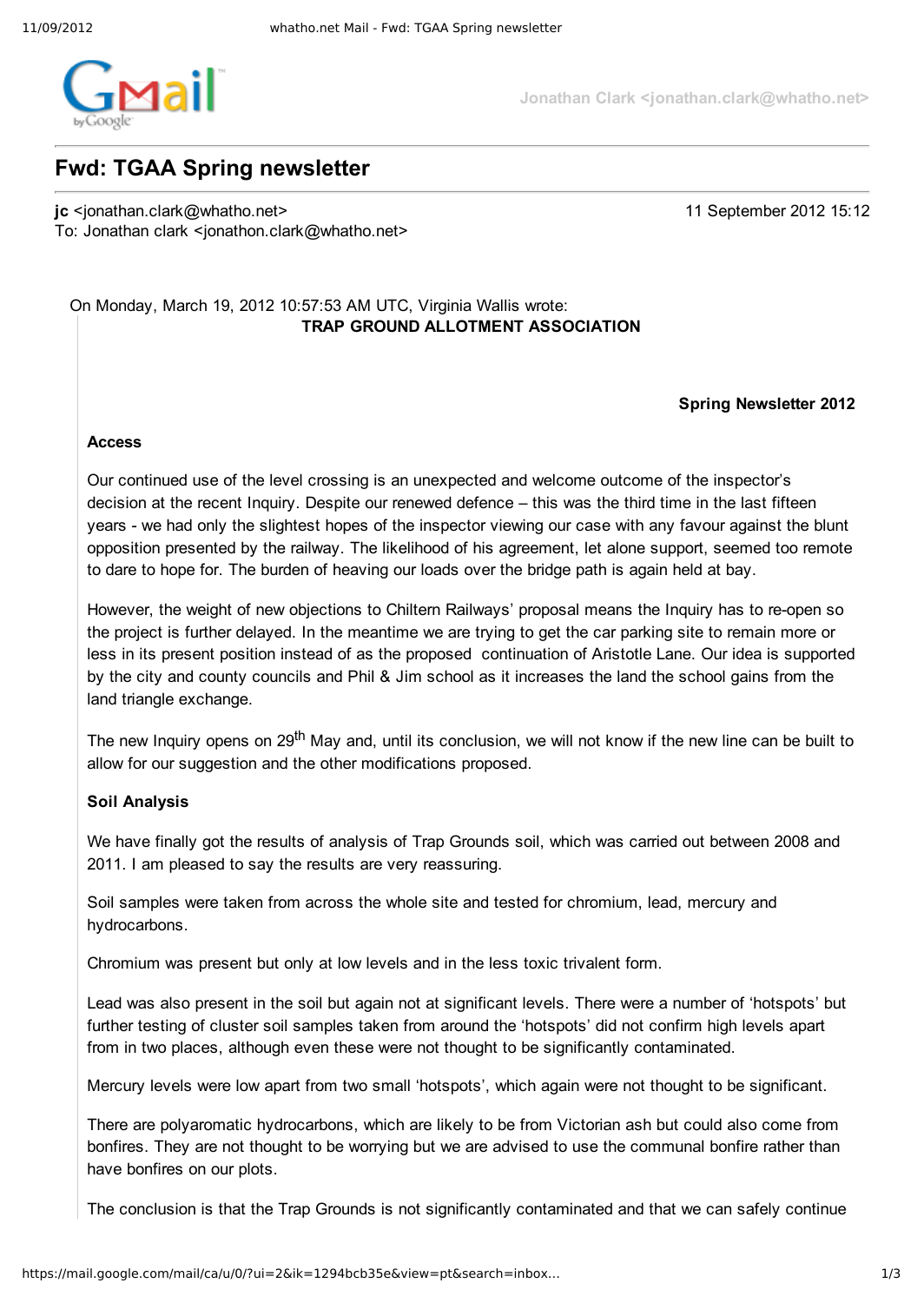Jonathan Clark <jonathan.clark@whatho.net>

# Fwd: TGAA Spring newsletter

**jc** <jonathan.clark@whatho.net>
To: Jonathan clark <jonathon.clark@whatho.net>

11 September 2012 15:12

On Monday, March 19, 2012 10:57:53 AM UTC, Virginia Wallis wrote:

**TRAP GROUND ALLOTMENT ASSOCIATION**

**Spring Newsletter 2012**

**Access**

Our continued use of the level crossing is an unexpected and welcome outcome of the inspector's decision at the recent Inquiry. Despite our renewed defence – this was the third time in the last fifteen years - we had only the slightest hopes of the inspector viewing our case with any favour against the blunt opposition presented by the railway. The likelihood of his agreement, let alone support, seemed too remote to dare to hope for. The burden of heaving our loads over the bridge path is again held at bay.

However, the weight of new objections to Chiltern Railways' proposal means the Inquiry has to re-open so the project is further delayed. In the meantime we are trying to get the car parking site to remain more or less in its present position instead of as the proposed continuation of Aristotle Lane. Our idea is supported by the city and county councils and Phil & Jim school as it increases the land the school gains from the land triangle exchange.

The new Inquiry opens on 29th May and, until its conclusion, we will not know if the new line can be built to allow for our suggestion and the other modifications proposed.

**Soil Analysis**

We have finally got the results of analysis of Trap Grounds soil, which was carried out between 2008 and 2011. I am pleased to say the results are very reassuring.

Soil samples were taken from across the whole site and tested for chromium, lead, mercury and hydrocarbons.

Chromium was present but only at low levels and in the less toxic trivalent form.

Lead was also present in the soil but again not at significant levels. There were a number of 'hotspots' but further testing of cluster soil samples taken from around the 'hotspots' did not confirm high levels apart from in two places, although even these were not thought to be significantly contaminated.

Mercury levels were low apart from two small 'hotspots', which again were not thought to be significant.

There are polyaromatic hydrocarbons, which are likely to be from Victorian ash but could also come from bonfires. They are not thought to be worrying but we are advised to use the communal bonfire rather than have bonfires on our plots.

The conclusion is that the Trap Grounds is not significantly contaminated and that we can safely continue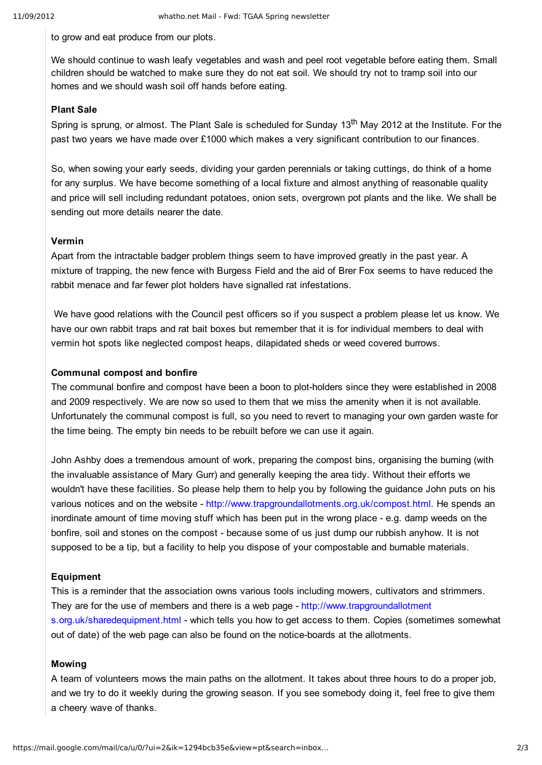to grow and eat produce from our plots.

We should continue to wash leafy vegetables and wash and peel root vegetable before eating them. Small children should be watched to make sure they do not eat soil. We should try not to tramp soil into our homes and we should wash soil off hands before eating.

**Plant Sale**

Spring is sprung, or almost. The Plant Sale is scheduled for Sunday 13th May 2012 at the Institute. For the past two years we have made over £1000 which makes a very significant contribution to our finances.

So, when sowing your early seeds, dividing your garden perennials or taking cuttings, do think of a home for any surplus. We have become something of a local fixture and almost anything of reasonable quality and price will sell including redundant potatoes, onion sets, overgrown pot plants and the like. We shall be sending out more details nearer the date.

**Vermin**

Apart from the intractable badger problem things seem to have improved greatly in the past year. A mixture of trapping, the new fence with Burgess Field and the aid of Brer Fox seems to have reduced the rabbit menace and far fewer plot holders have signalled rat infestations.

We have good relations with the Council pest officers so if you suspect a problem please let us know. We have our own rabbit traps and rat bait boxes but remember that it is for individual members to deal with vermin hot spots like neglected compost heaps, dilapidated sheds or weed covered burrows.

**Communal compost and bonfire**

The communal bonfire and compost have been a boon to plot-holders since they were established in 2008 and 2009 respectively. We are now so used to them that we miss the amenity when it is not available. Unfortunately the communal compost is full, so you need to revert to managing your own garden waste for the time being. The empty bin needs to be rebuilt before we can use it again.

John Ashby does a tremendous amount of work, preparing the compost bins, organising the burning (with the invaluable assistance of Mary Gurr) and generally keeping the area tidy. Without their efforts we wouldn't have these facilities. So please help them to help you by following the guidance John puts on his various notices and on the website - http://www.trapgroundallotments.org.uk/compost.html. He spends an inordinate amount of time moving stuff which has been put in the wrong place - e.g. damp weeds on the bonfire, soil and stones on the compost - because some of us just dump our rubbish anyhow. It is not supposed to be a tip, but a facility to help you dispose of your compostable and burnable materials.

**Equipment**

This is a reminder that the association owns various tools including mowers, cultivators and strimmers. They are for the use of members and there is a web page - http://www.trapgroundallotments.org.uk/sharedequipment.html - which tells you how to get access to them. Copies (sometimes somewhat out of date) of the web page can also be found on the notice-boards at the allotments.

**Mowing**

A team of volunteers mows the main paths on the allotment. It takes about three hours to do a proper job, and we try to do it weekly during the growing season. If you see somebody doing it, feel free to give them a cheery wave of thanks.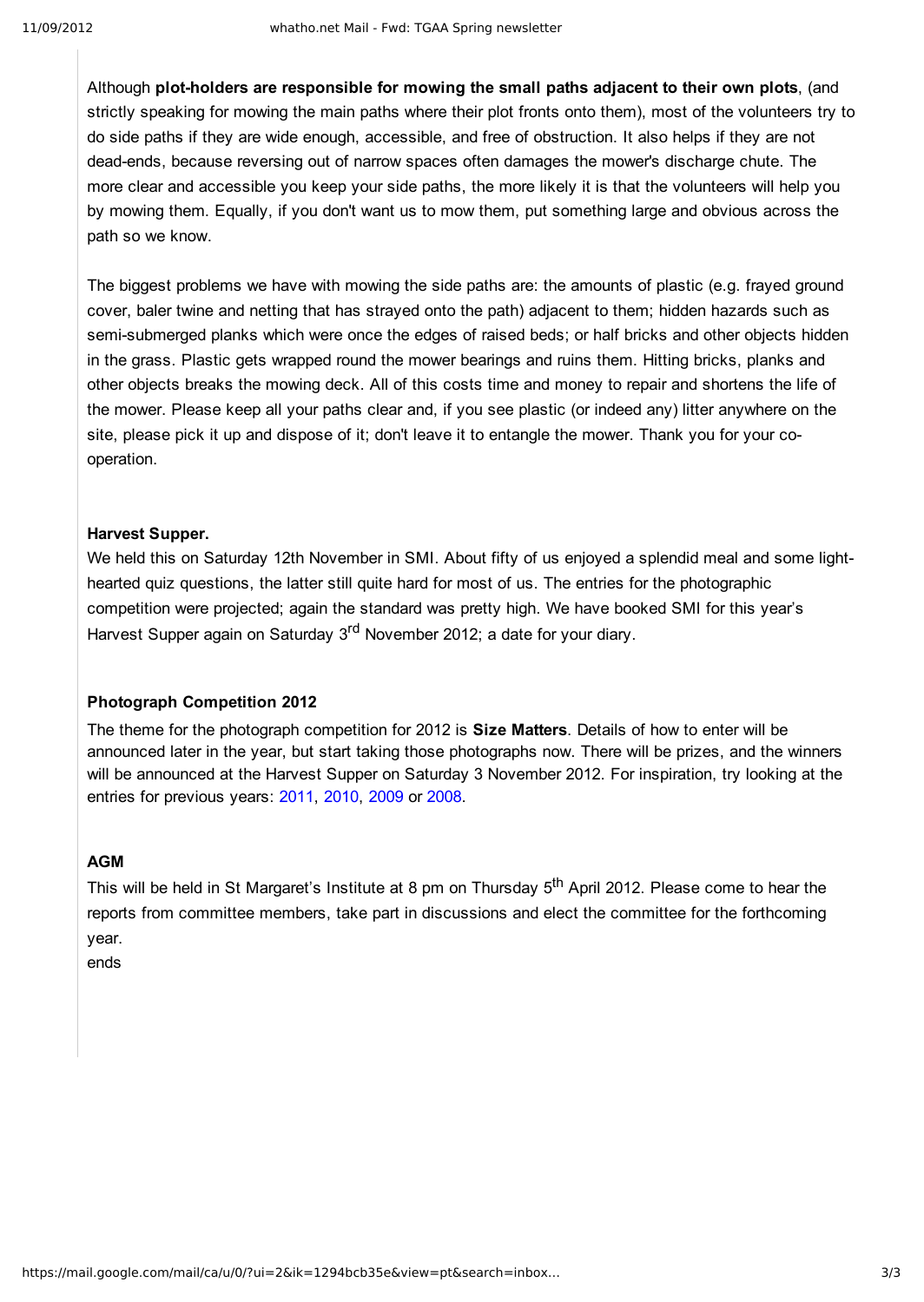Although **plot-holders are responsible for mowing the small paths adjacent to their own plots**, (and strictly speaking for mowing the main paths where their plot fronts onto them), most of the volunteers try to do side paths if they are wide enough, accessible, and free of obstruction. It also helps if they are not dead-ends, because reversing out of narrow spaces often damages the mower's discharge chute. The more clear and accessible you keep your side paths, the more likely it is that the volunteers will help you by mowing them. Equally, if you don't want us to mow them, put something large and obvious across the path so we know.

The biggest problems we have with mowing the side paths are: the amounts of plastic (e.g. frayed ground cover, baler twine and netting that has strayed onto the path) adjacent to them; hidden hazards such as semi-submerged planks which were once the edges of raised beds; or half bricks and other objects hidden in the grass. Plastic gets wrapped round the mower bearings and ruins them. Hitting bricks, planks and other objects breaks the mowing deck. All of this costs time and money to repair and shortens the life of the mower. Please keep all your paths clear and, if you see plastic (or indeed any) litter anywhere on the site, please pick it up and dispose of it; don't leave it to entangle the mower. Thank you for your co-operation.

**Harvest Supper.**

We held this on Saturday 12th November in SMI. About fifty of us enjoyed a splendid meal and some light-hearted quiz questions, the latter still quite hard for most of us. The entries for the photographic competition were projected; again the standard was pretty high. We have booked SMI for this year's Harvest Supper again on Saturday 3rd November 2012; a date for your diary.

**Photograph Competition 2012**

The theme for the photograph competition for 2012 is **Size Matters**. Details of how to enter will be announced later in the year, but start taking those photographs now. There will be prizes, and the winners will be announced at the Harvest Supper on Saturday 3 November 2012. For inspiration, try looking at the entries for previous years: 2011, 2010, 2009 or 2008.

**AGM**

This will be held in St Margaret's Institute at 8 pm on Thursday 5th April 2012. Please come to hear the reports from committee members, take part in discussions and elect the committee for the forthcoming year.

ends